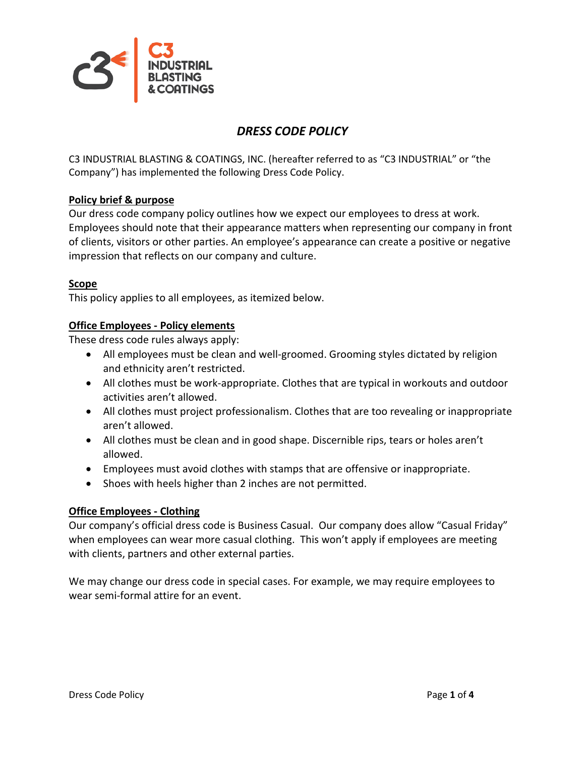# *DRESS CODE POLICY*

C3 INDUSTRIAL BLASTING & COATINGS, INC. (hereafter referred to as "C3 INDUSTRIAL" or "the Company") has implemented the following Dress Code Policy.

## Policy brief & purpose

Our dress code company policy outlines how we expect our employees to dress at work. Employees should note that their appearance matters when representing our company in front of clients, visitors or other parties. An employee's appearance can create a positive or negative impression that reflects on our company and culture.

## Scope

This policy applies to all employees, as itemized below.

## Office Employees - Policy elements

These dress code rules always apply:

- All employees must be clean and well-groomed. Grooming styles dictated by religion and ethnicity aren't restricted.
- All clothes must be work-appropriate. Clothes that are typical in workouts and outdoor activities aren't allowed.
- All clothes must project professionalism. Clothes that are too revealing or inappropriate aren't allowed.
- All clothes must be clean and in good shape. Discernible rips, tears or holes aren't allowed.
- Employees must avoid clothes with stamps that are offensive or inappropriate.
- Shoes with heels higher than 2 inches are not permitted.

## Office Employees - Clothing

Our company's official dress code is Business Casual. Our company does allow "Casual Friday" when employees can wear more casual clothing. This won't apply if employees are meeting with clients, partners and other external parties.

We may change our dress code in special cases. For example, we may require employees to wear semi-formal attire for an event.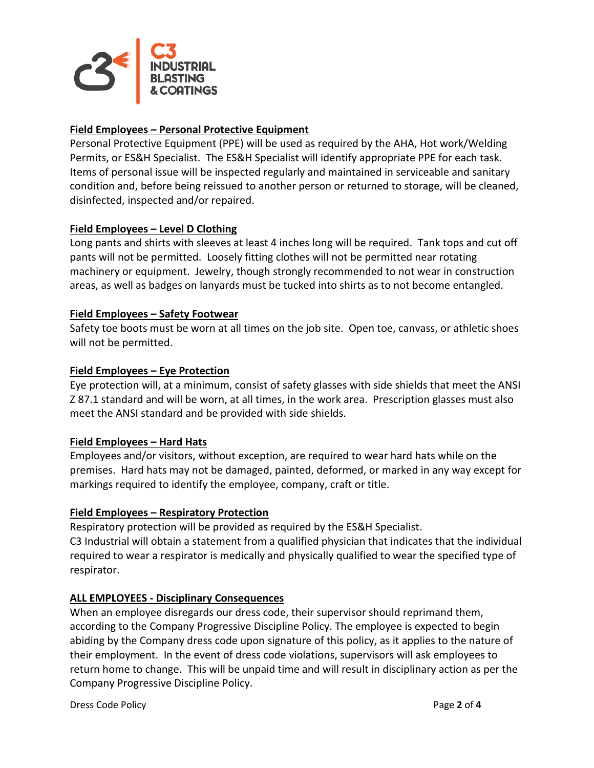### Field Employees – Personal Protective Equipment

Personal Protective Equipment (PPE) will be used as required by the AHA, Hot work/Welding Permits, or ES&H Specialist. The ES&H Specialist will identify appropriate PPE for each task. Items of personal issue will be inspected regularly and maintained in serviceable and sanitary condition and, before being reissued to another person or returned to storage, will be cleaned, disinfected, inspected and/or repaired.

### Field Employees – Level D Clothing

Long pants and shirts with sleeves at least 4 inches long will be required. Tank tops and cut off pants will not be permitted. Loosely fitting clothes will not be permitted near rotating machinery or equipment. Jewelry, though strongly recommended to not wear in construction areas, as well as badges on lanyards must be tucked into shirts as to not become entangled.

### Field Employees – Safety Footwear

Safety toe boots must be worn at all times on the job site. Open toe, canvass, or athletic shoes will not be permitted.

### Field Employees – Eye Protection

Eye protection will, at a minimum, consist of safety glasses with side shields that meet the ANSI Z 87.1 standard and will be worn, at all times, in the work area. Prescription glasses must also meet the ANSI standard and be provided with side shields.

### Field Employees – Hard Hats

Employees and/or visitors, without exception, are required to wear hard hats while on the premises. Hard hats may not be damaged, painted, deformed, or marked in any way except for markings required to identify the employee, company, craft or title.

### Field Employees – Respiratory Protection

Respiratory protection will be provided as required by the ES&H Specialist.
C3 Industrial will obtain a statement from a qualified physician that indicates that the individual required to wear a respirator is medically and physically qualified to wear the specified type of respirator.

### ALL EMPLOYEES - Disciplinary Consequences

When an employee disregards our dress code, their supervisor should reprimand them, according to the Company Progressive Discipline Policy. The employee is expected to begin abiding by the Company dress code upon signature of this policy, as it applies to the nature of their employment. In the event of dress code violations, supervisors will ask employees to return home to change. This will be unpaid time and will result in disciplinary action as per the Company Progressive Discipline Policy.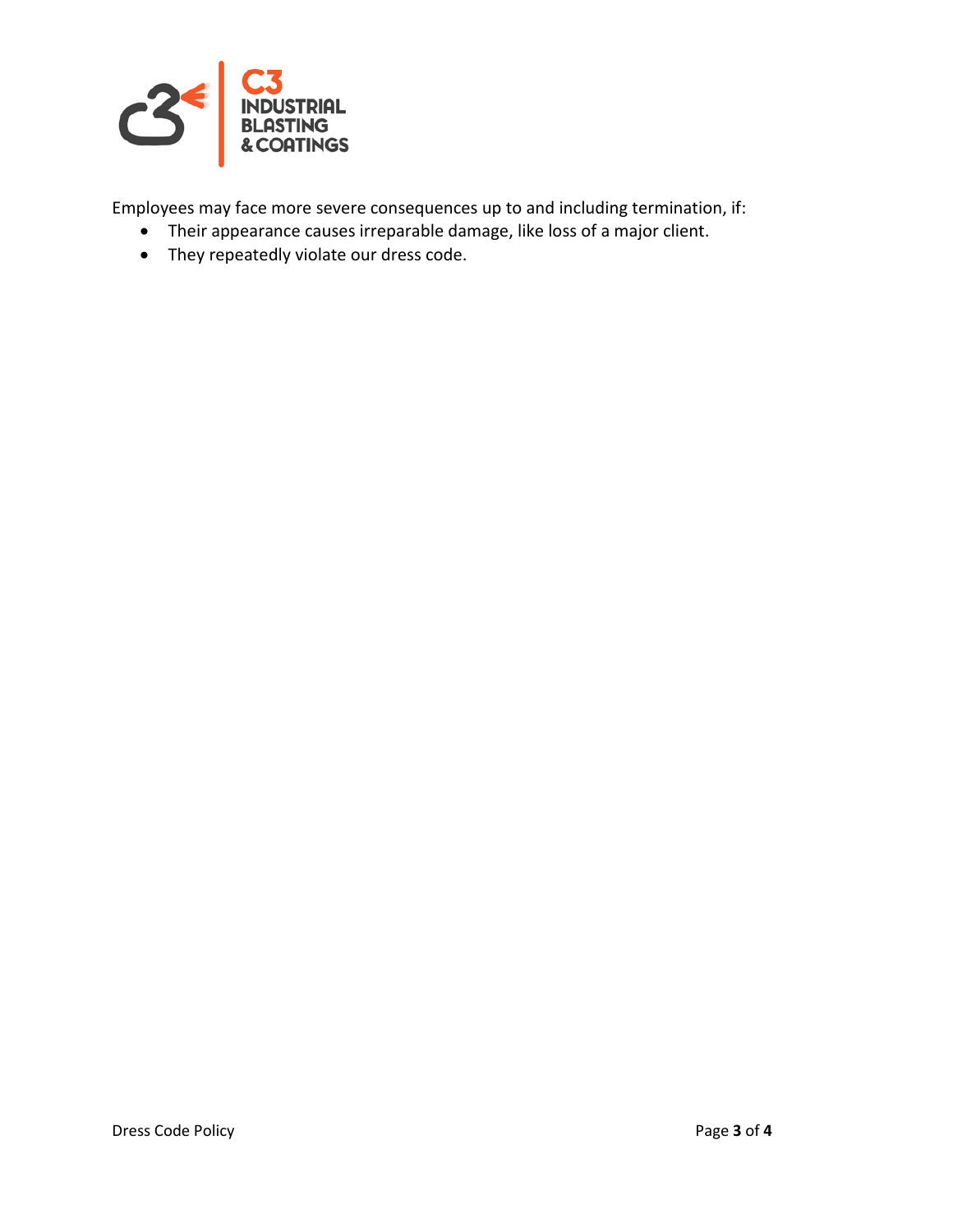Employees may face more severe consequences up to and including termination, if:

- Their appearance causes irreparable damage, like loss of a major client.
- They repeatedly violate our dress code.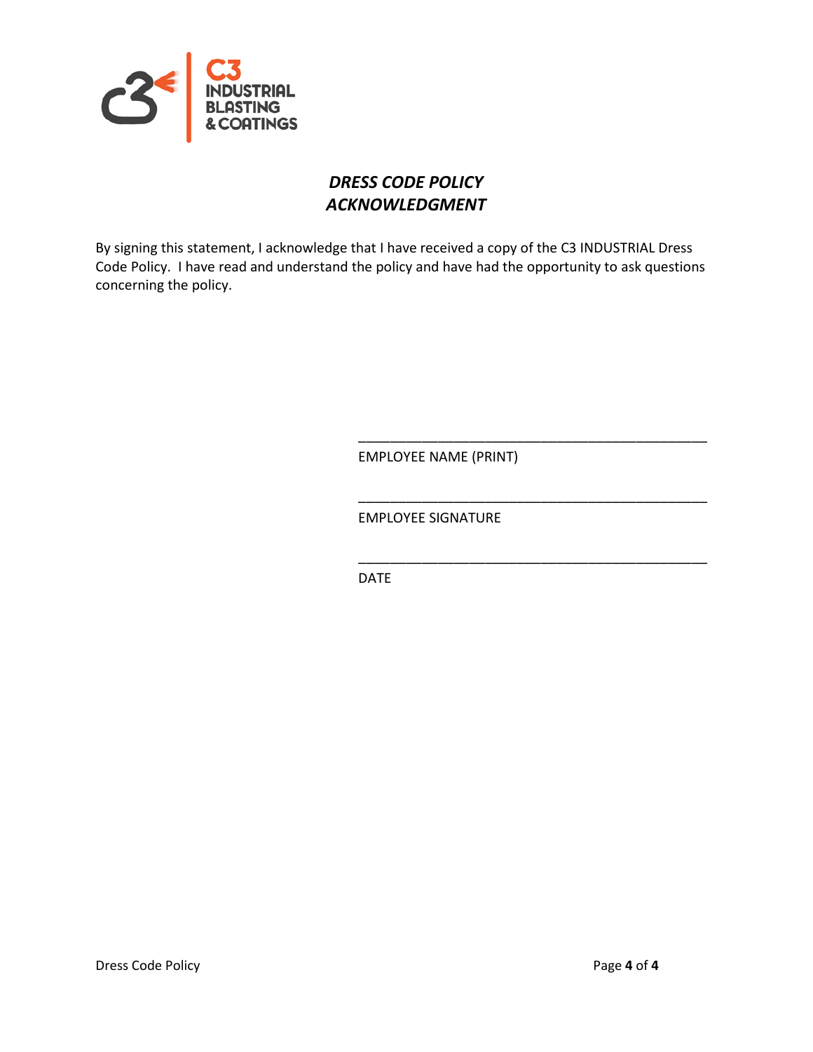C3 INDUSTRIAL BLASTING & COATINGS

# *DRESS CODE POLICY ACKNOWLEDGMENT*

By signing this statement, I acknowledge that I have received a copy of the C3 INDUSTRIAL Dress Code Policy. I have read and understand the policy and have had the opportunity to ask questions concerning the policy.

\_\_\_\_\_\_\_\_\_\_\_\_\_\_\_\_\_\_\_\_\_\_\_\_\_\_\_\_\_\_\_\_\_\_\_\_\_\_\_\_\_\_\_\_\_\_

EMPLOYEE NAME (PRINT)

\_\_\_\_\_\_\_\_\_\_\_\_\_\_\_\_\_\_\_\_\_\_\_\_\_\_\_\_\_\_\_\_\_\_\_\_\_\_\_\_\_\_\_\_\_\_

EMPLOYEE SIGNATURE

\_\_\_\_\_\_\_\_\_\_\_\_\_\_\_\_\_\_\_\_\_\_\_\_\_\_\_\_\_\_\_\_\_\_\_\_\_\_\_\_\_\_\_\_\_\_

DATE